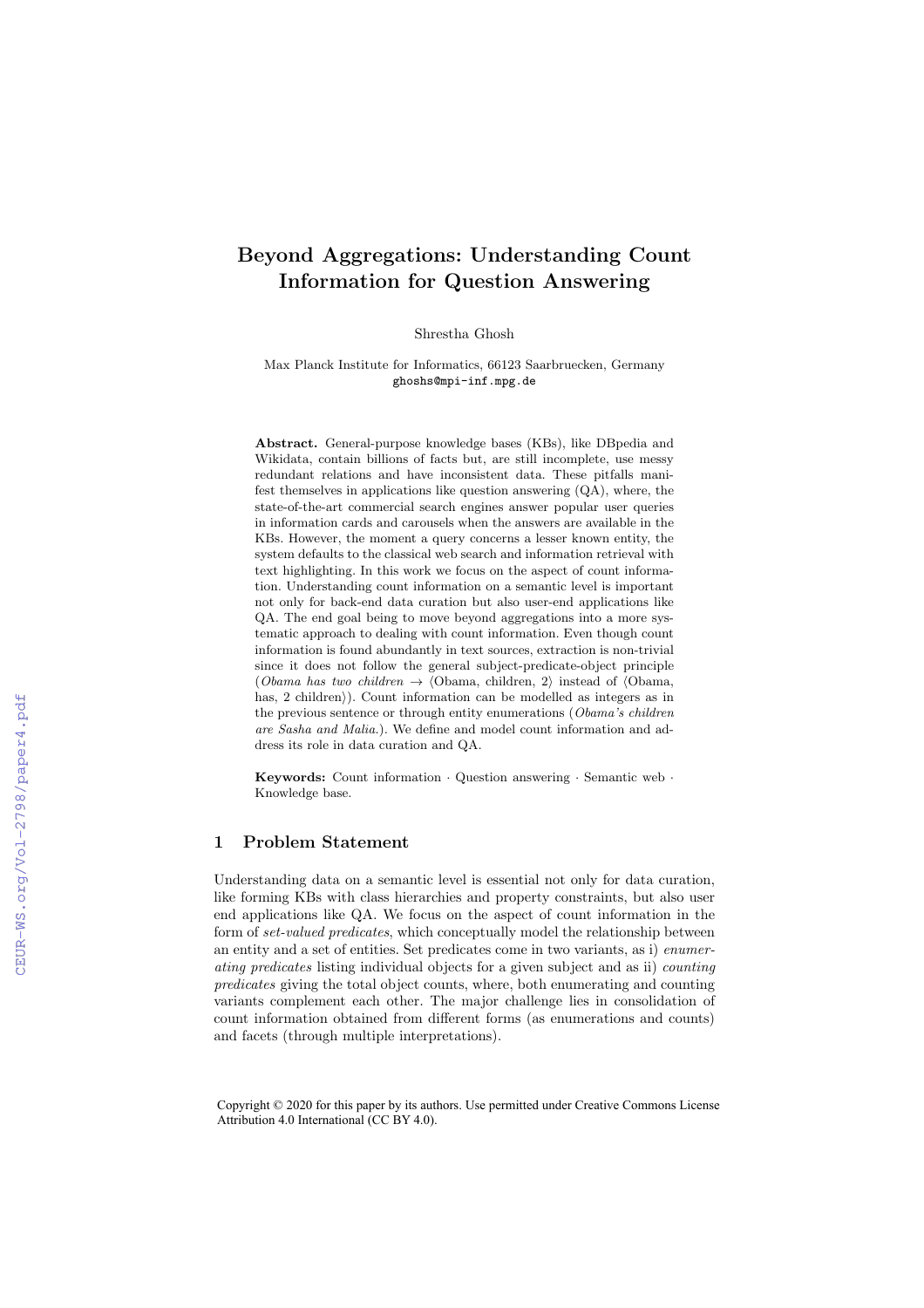# Beyond Aggregations: Understanding Count Information for Question Answering

Shrestha Ghosh

Max Planck Institute for Informatics, 66123 Saarbruecken, Germany
ghoshs@mpi-inf.mpg.de

**Abstract.** General-purpose knowledge bases (KBs), like DBpedia and Wikidata, contain billions of facts but, are still incomplete, use messy redundant relations and have inconsistent data. These pitfalls manifest themselves in applications like question answering (QA), where, the state-of-the-art commercial search engines answer popular user queries in information cards and carousels when the answers are available in the KBs. However, the moment a query concerns a lesser known entity, the system defaults to the classical web search and information retrieval with text highlighting. In this work we focus on the aspect of count information. Understanding count information on a semantic level is important not only for back-end data curation but also user-end applications like QA. The end goal being to move beyond aggregations into a more systematic approach to dealing with count information. Even though count information is found abundantly in text sources, extraction is non-trivial since it does not follow the general subject-predicate-object principle (*Obama has two children* → ⟨Obama, children, 2⟩ instead of ⟨Obama, has, 2 children⟩). Count information can be modelled as integers as in the previous sentence or through entity enumerations (*Obama's children are Sasha and Malia.*). We define and model count information and address its role in data curation and QA.

**Keywords:** Count information · Question answering · Semantic web · Knowledge base.

## 1 Problem Statement

Understanding data on a semantic level is essential not only for data curation, like forming KBs with class hierarchies and property constraints, but also user end applications like QA. We focus on the aspect of count information in the form of *set-valued predicates*, which conceptually model the relationship between an entity and a set of entities. Set predicates come in two variants, as i) *enumerating predicates* listing individual objects for a given subject and as ii) *counting predicates* giving the total object counts, where, both enumerating and counting variants complement each other. The major challenge lies in consolidation of count information obtained from different forms (as enumerations and counts) and facets (through multiple interpretations).

Copyright © 2020 for this paper by its authors. Use permitted under Creative Commons License Attribution 4.0 International (CC BY 4.0).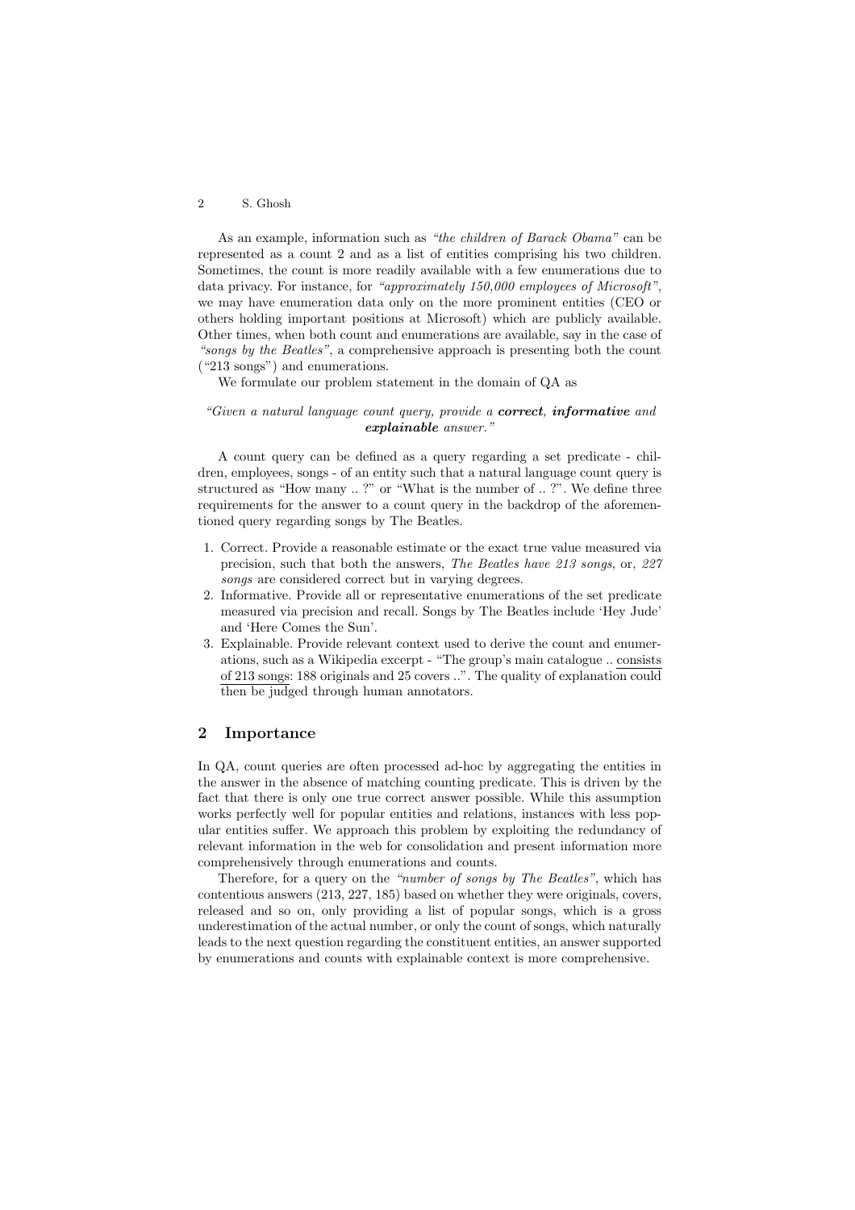As an example, information such as *"the children of Barack Obama"* can be represented as a count 2 and as a list of entities comprising his two children. Sometimes, the count is more readily available with a few enumerations due to data privacy. For instance, for *"approximately 150,000 employees of Microsoft"*, we may have enumeration data only on the more prominent entities (CEO or others holding important positions at Microsoft) which are publicly available. Other times, when both count and enumerations are available, say in the case of *"songs by the Beatles"*, a comprehensive approach is presenting both the count ("213 songs") and enumerations.

We formulate our problem statement in the domain of QA as

*"Given a natural language count query, provide a **correct**, **informative** and **explainable** answer."*

A count query can be defined as a query regarding a set predicate - children, employees, songs - of an entity such that a natural language count query is structured as "How many .. ?" or "What is the number of .. ?". We define three requirements for the answer to a count query in the backdrop of the aforementioned query regarding songs by The Beatles.

1. Correct. Provide a reasonable estimate or the exact true value measured via precision, such that both the answers, *The Beatles have 213 songs*, or, *227 songs* are considered correct but in varying degrees.
2. Informative. Provide all or representative enumerations of the set predicate measured via precision and recall. Songs by The Beatles include 'Hey Jude' and 'Here Comes the Sun'.
3. Explainable. Provide relevant context used to derive the count and enumerations, such as a Wikipedia excerpt - "The group's main catalogue .. consists of 213 songs: 188 originals and 25 covers ..". The quality of explanation could then be judged through human annotators.

## 2 Importance

In QA, count queries are often processed ad-hoc by aggregating the entities in the answer in the absence of matching counting predicate. This is driven by the fact that there is only one true correct answer possible. While this assumption works perfectly well for popular entities and relations, instances with less popular entities suffer. We approach this problem by exploiting the redundancy of relevant information in the web for consolidation and present information more comprehensively through enumerations and counts.

Therefore, for a query on the *"number of songs by The Beatles"*, which has contentious answers (213, 227, 185) based on whether they were originals, covers, released and so on, only providing a list of popular songs, which is a gross underestimation of the actual number, or only the count of songs, which naturally leads to the next question regarding the constituent entities, an answer supported by enumerations and counts with explainable context is more comprehensive.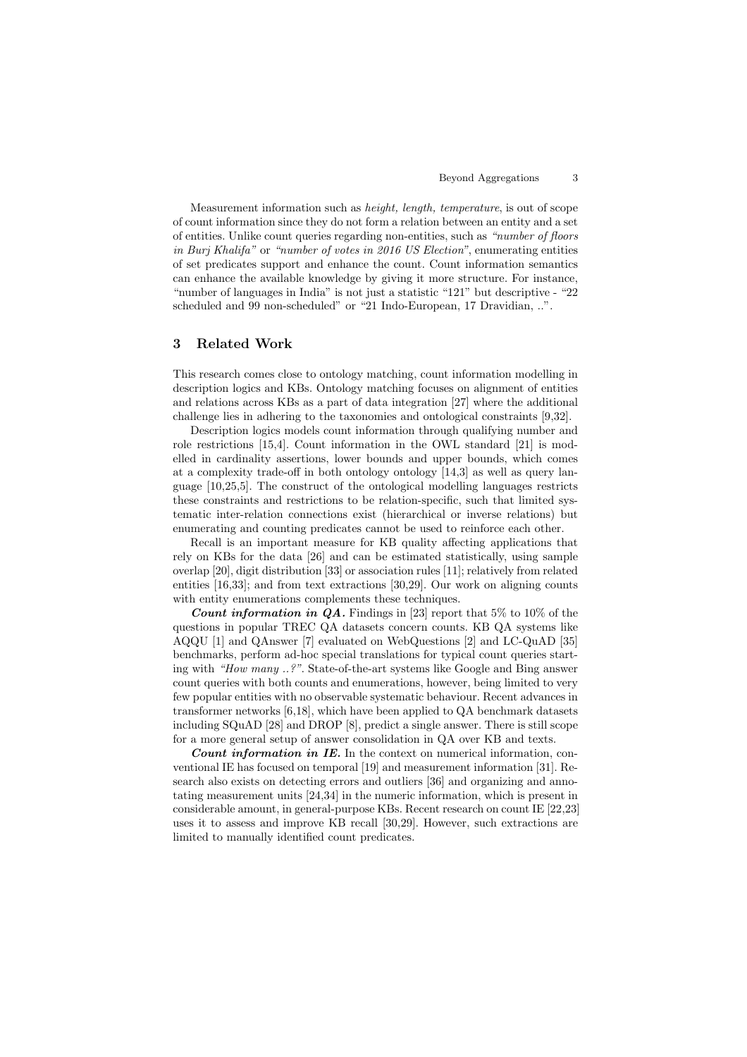Measurement information such as *height, length, temperature*, is out of scope of count information since they do not form a relation between an entity and a set of entities. Unlike count queries regarding non-entities, such as *"number of floors in Burj Khalifa"* or *"number of votes in 2016 US Election"*, enumerating entities of set predicates support and enhance the count. Count information semantics can enhance the available knowledge by giving it more structure. For instance, "number of languages in India" is not just a statistic "121" but descriptive - "22 scheduled and 99 non-scheduled" or "21 Indo-European, 17 Dravidian, ..".

## 3 Related Work

This research comes close to ontology matching, count information modelling in description logics and KBs. Ontology matching focuses on alignment of entities and relations across KBs as a part of data integration [27] where the additional challenge lies in adhering to the taxonomies and ontological constraints [9,32].

Description logics models count information through qualifying number and role restrictions [15,4]. Count information in the OWL standard [21] is modelled in cardinality assertions, lower bounds and upper bounds, which comes at a complexity trade-off in both ontology ontology [14,3] as well as query language [10,25,5]. The construct of the ontological modelling languages restricts these constraints and restrictions to be relation-specific, such that limited systematic inter-relation connections exist (hierarchical or inverse relations) but enumerating and counting predicates cannot be used to reinforce each other.

Recall is an important measure for KB quality affecting applications that rely on KBs for the data [26] and can be estimated statistically, using sample overlap [20], digit distribution [33] or association rules [11]; relatively from related entities [16,33]; and from text extractions [30,29]. Our work on aligning counts with entity enumerations complements these techniques.

***Count information in QA.*** Findings in [23] report that 5% to 10% of the questions in popular TREC QA datasets concern counts. KB QA systems like AQQU [1] and QAnswer [7] evaluated on WebQuestions [2] and LC-QuAD [35] benchmarks, perform ad-hoc special translations for typical count queries starting with *"How many ..?"*. State-of-the-art systems like Google and Bing answer count queries with both counts and enumerations, however, being limited to very few popular entities with no observable systematic behaviour. Recent advances in transformer networks [6,18], which have been applied to QA benchmark datasets including SQuAD [28] and DROP [8], predict a single answer. There is still scope for a more general setup of answer consolidation in QA over KB and texts.

***Count information in IE.*** In the context on numerical information, conventional IE has focused on temporal [19] and measurement information [31]. Research also exists on detecting errors and outliers [36] and organizing and annotating measurement units [24,34] in the numeric information, which is present in considerable amount, in general-purpose KBs. Recent research on count IE [22,23] uses it to assess and improve KB recall [30,29]. However, such extractions are limited to manually identified count predicates.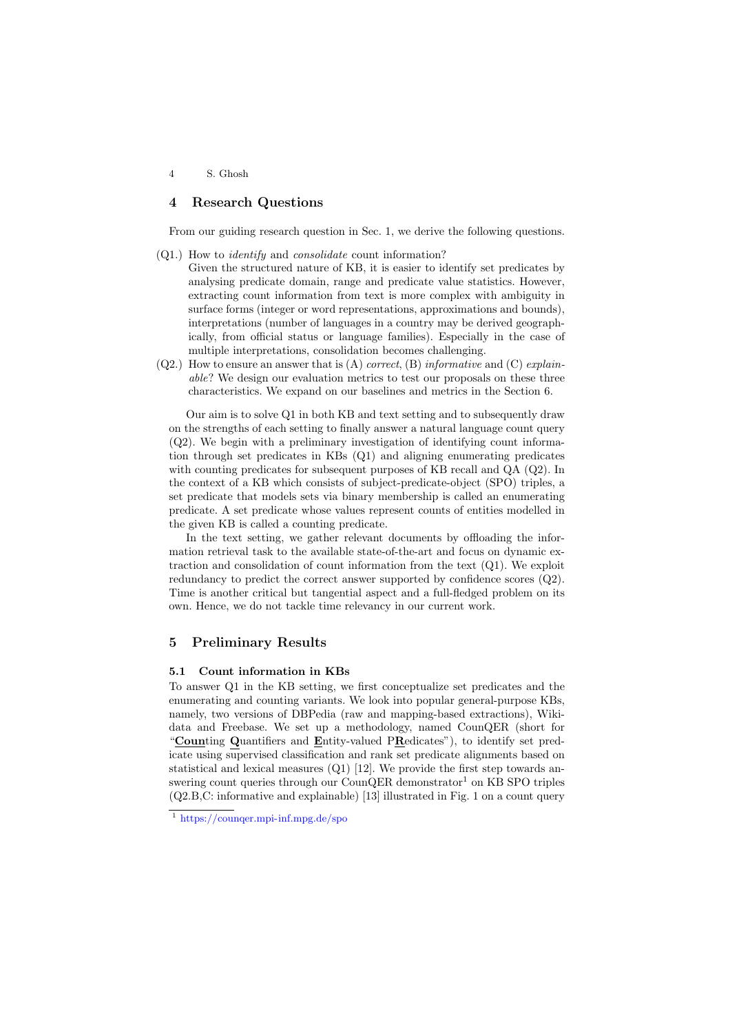## 4 Research Questions

From our guiding research question in Sec. 1, we derive the following questions.

(Q1.) How to *identify* and *consolidate* count information?
Given the structured nature of KB, it is easier to identify set predicates by analysing predicate domain, range and predicate value statistics. However, extracting count information from text is more complex with ambiguity in surface forms (integer or word representations, approximations and bounds), interpretations (number of languages in a country may be derived geographically, from official status or language families). Especially in the case of multiple interpretations, consolidation becomes challenging.

(Q2.) How to ensure an answer that is (A) *correct*, (B) *informative* and (C) *explainable*? We design our evaluation metrics to test our proposals on these three characteristics. We expand on our baselines and metrics in the Section 6.

Our aim is to solve Q1 in both KB and text setting and to subsequently draw on the strengths of each setting to finally answer a natural language count query (Q2). We begin with a preliminary investigation of identifying count information through set predicates in KBs (Q1) and aligning enumerating predicates with counting predicates for subsequent purposes of KB recall and QA (Q2). In the context of a KB which consists of subject-predicate-object (SPO) triples, a set predicate that models sets via binary membership is called an enumerating predicate. A set predicate whose values represent counts of entities modelled in the given KB is called a counting predicate.

In the text setting, we gather relevant documents by offloading the information retrieval task to the available state-of-the-art and focus on dynamic extraction and consolidation of count information from the text (Q1). We exploit redundancy to predict the correct answer supported by confidence scores (Q2). Time is another critical but tangential aspect and a full-fledged problem on its own. Hence, we do not tackle time relevancy in our current work.

## 5 Preliminary Results

### 5.1 Count information in KBs

To answer Q1 in the KB setting, we first conceptualize set predicates and the enumerating and counting variants. We look into popular general-purpose KBs, namely, two versions of DBPedia (raw and mapping-based extractions), Wikidata and Freebase. We set up a methodology, named CounQER (short for "**Coun**ting **Q**uantifiers and **E**ntity-valued P**R**edicates"), to identify set predicate using supervised classification and rank set predicate alignments based on statistical and lexical measures (Q1) [12]. We provide the first step towards answering count queries through our CounQER demonstrator[1] on KB SPO triples (Q2.B,C: informative and explainable) [13] illustrated in Fig. 1 on a count query

[1] https://counqer.mpi-inf.mpg.de/spo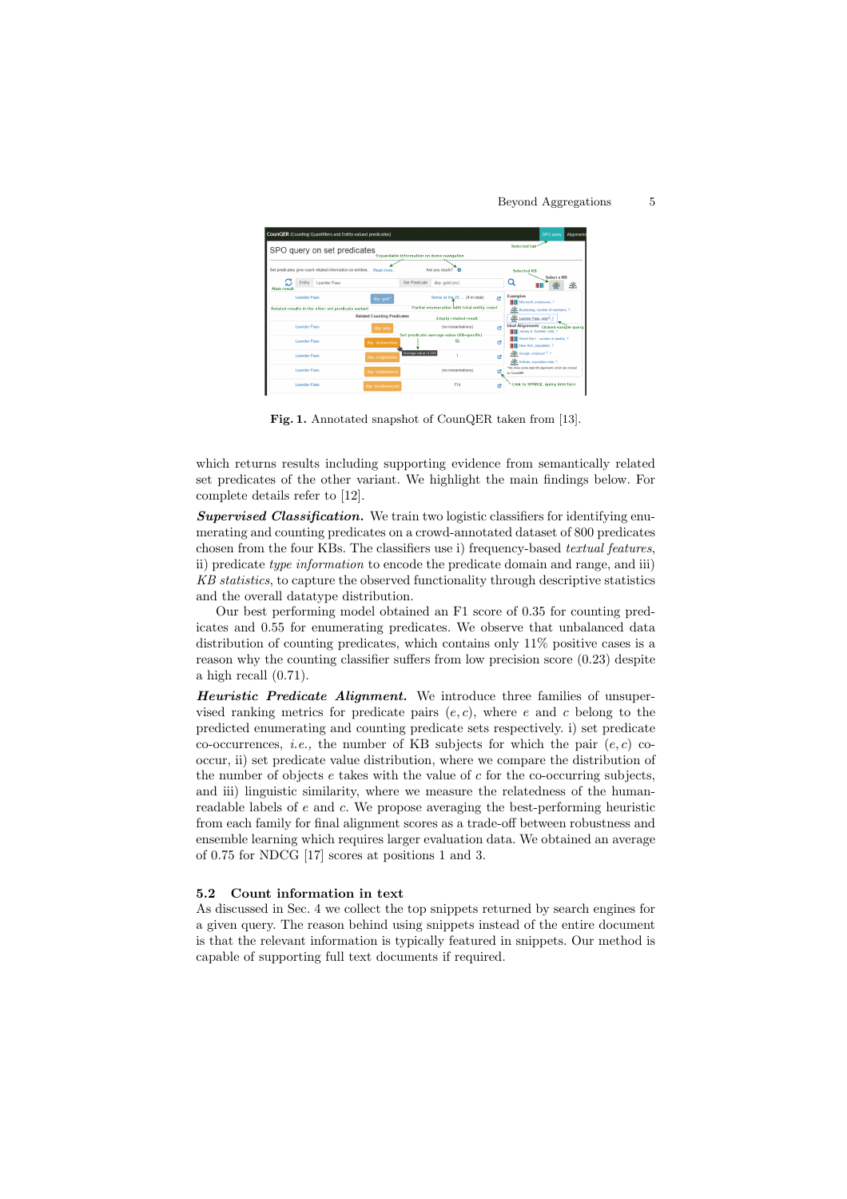Fig. 1. Annotated snapshot of CounQER taken from [13].

which returns results including supporting evidence from semantically related set predicates of the other variant. We highlight the main findings below. For complete details refer to [12].

***Supervised Classification.*** We train two logistic classifiers for identifying enumerating and counting predicates on a crowd-annotated dataset of 800 predicates chosen from the four KBs. The classifiers use i) frequency-based *textual features*, ii) predicate *type information* to encode the predicate domain and range, and iii) *KB statistics*, to capture the observed functionality through descriptive statistics and the overall datatype distribution.

Our best performing model obtained an F1 score of 0.35 for counting predicates and 0.55 for enumerating predicates. We observe that unbalanced data distribution of counting predicates, which contains only 11% positive cases is a reason why the counting classifier suffers from low precision score (0.23) despite a high recall (0.71).

***Heuristic Predicate Alignment.*** We introduce three families of unsupervised ranking metrics for predicate pairs $(e, c)$, where $e$ and $c$ belong to the predicted enumerating and counting predicate sets respectively. i) set predicate co-occurrences, *i.e.,* the number of KB subjects for which the pair $(e, c)$ co-occur, ii) set predicate value distribution, where we compare the distribution of the number of objects $e$ takes with the value of $c$ for the co-occurring subjects, and iii) linguistic similarity, where we measure the relatedness of the human-readable labels of $e$ and $c$. We propose averaging the best-performing heuristic from each family for final alignment scores as a trade-off between robustness and ensemble learning which requires larger evaluation data. We obtained an average of 0.75 for NDCG [17] scores at positions 1 and 3.

## 5.2 Count information in text

As discussed in Sec. 4 we collect the top snippets returned by search engines for a given query. The reason behind using snippets instead of the entire document is that the relevant information is typically featured in snippets. Our method is capable of supporting full text documents if required.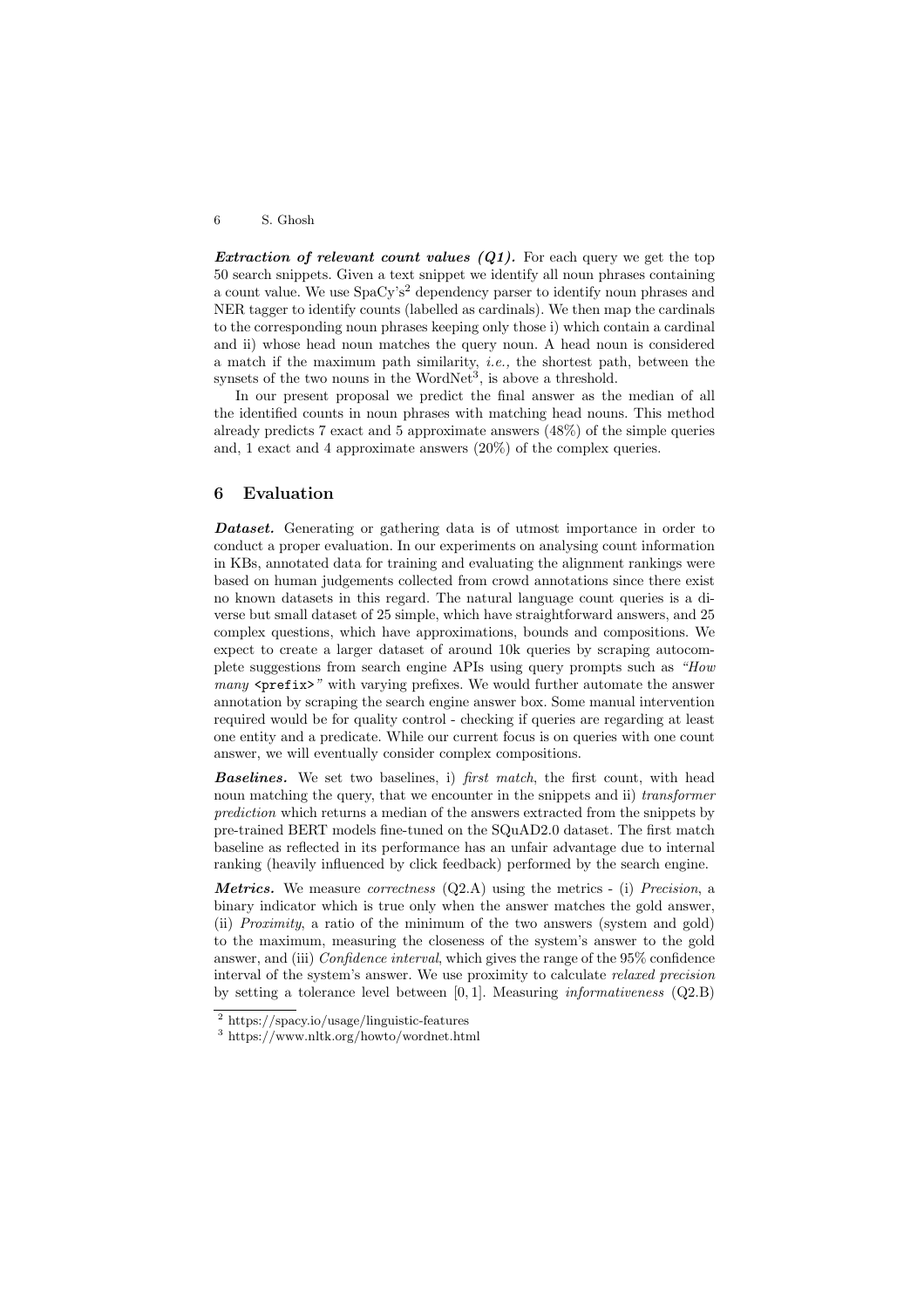***Extraction of relevant count values (Q1).*** For each query we get the top 50 search snippets. Given a text snippet we identify all noun phrases containing a count value. We use SpaCy's[2] dependency parser to identify noun phrases and NER tagger to identify counts (labelled as cardinals). We then map the cardinals to the corresponding noun phrases keeping only those i) which contain a cardinal and ii) whose head noun matches the query noun. A head noun is considered a match if the maximum path similarity, *i.e.,* the shortest path, between the synsets of the two nouns in the WordNet[3], is above a threshold.

In our present proposal we predict the final answer as the median of all the identified counts in noun phrases with matching head nouns. This method already predicts 7 exact and 5 approximate answers (48%) of the simple queries and, 1 exact and 4 approximate answers (20%) of the complex queries.

## 6 Evaluation

***Dataset.*** Generating or gathering data is of utmost importance in order to conduct a proper evaluation. In our experiments on analysing count information in KBs, annotated data for training and evaluating the alignment rankings were based on human judgements collected from crowd annotations since there exist no known datasets in this regard. The natural language count queries is a diverse but small dataset of 25 simple, which have straightforward answers, and 25 complex questions, which have approximations, bounds and compositions. We expect to create a larger dataset of around 10k queries by scraping autocomplete suggestions from search engine APIs using query prompts such as *"How many* `<prefix>`*"* with varying prefixes. We would further automate the answer annotation by scraping the search engine answer box. Some manual intervention required would be for quality control - checking if queries are regarding at least one entity and a predicate. While our current focus is on queries with one count answer, we will eventually consider complex compositions.

***Baselines.*** We set two baselines, i) *first match*, the first count, with head noun matching the query, that we encounter in the snippets and ii) *transformer prediction* which returns a median of the answers extracted from the snippets by pre-trained BERT models fine-tuned on the SQuAD2.0 dataset. The first match baseline as reflected in its performance has an unfair advantage due to internal ranking (heavily influenced by click feedback) performed by the search engine.

***Metrics.*** We measure *correctness* (Q2.A) using the metrics - (i) *Precision*, a binary indicator which is true only when the answer matches the gold answer, (ii) *Proximity*, a ratio of the minimum of the two answers (system and gold) to the maximum, measuring the closeness of the system's answer to the gold answer, and (iii) *Confidence interval*, which gives the range of the 95% confidence interval of the system's answer. We use proximity to calculate *relaxed precision* by setting a tolerance level between $[0, 1]$. Measuring *informativeness* (Q2.B)

---

[2] https://spacy.io/usage/linguistic-features

[3] https://www.nltk.org/howto/wordnet.html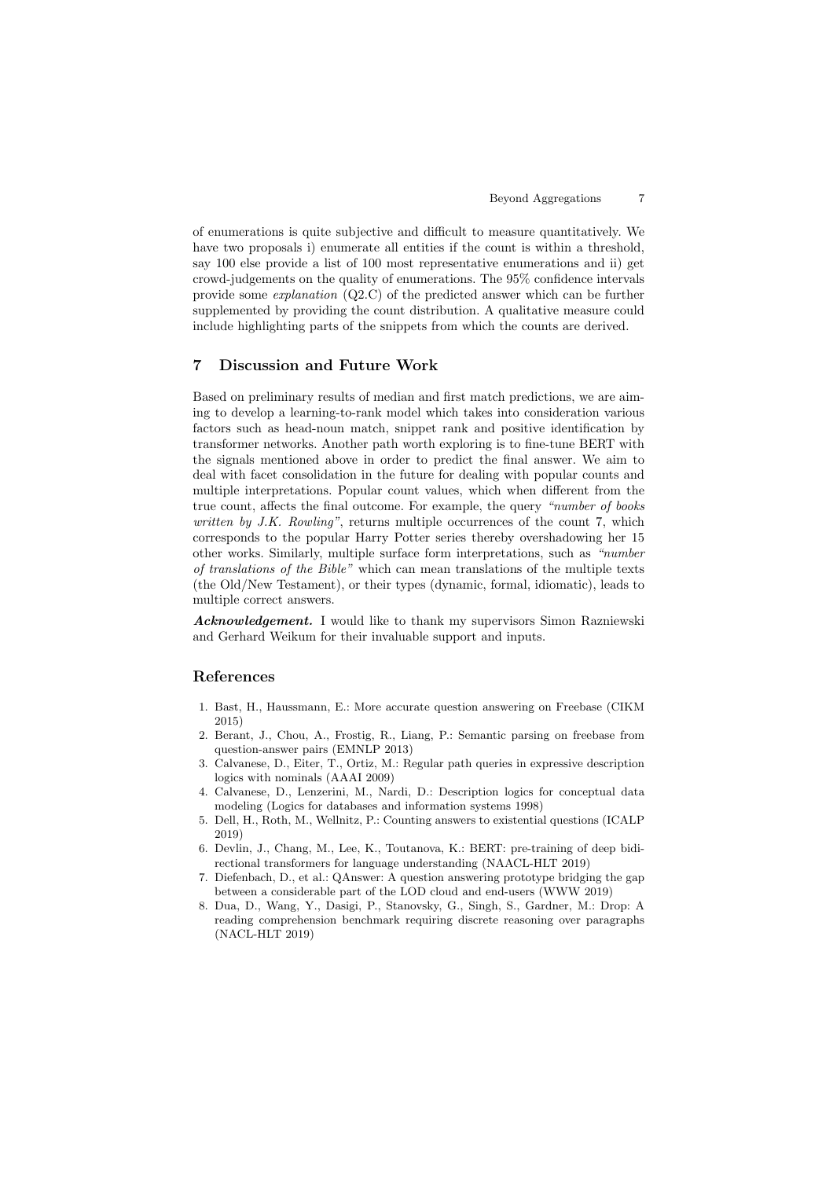of enumerations is quite subjective and difficult to measure quantitatively. We have two proposals i) enumerate all entities if the count is within a threshold, say 100 else provide a list of 100 most representative enumerations and ii) get crowd-judgements on the quality of enumerations. The 95% confidence intervals provide some *explanation* (Q2.C) of the predicted answer which can be further supplemented by providing the count distribution. A qualitative measure could include highlighting parts of the snippets from which the counts are derived.

## 7 Discussion and Future Work

Based on preliminary results of median and first match predictions, we are aiming to develop a learning-to-rank model which takes into consideration various factors such as head-noun match, snippet rank and positive identification by transformer networks. Another path worth exploring is to fine-tune BERT with the signals mentioned above in order to predict the final answer. We aim to deal with facet consolidation in the future for dealing with popular counts and multiple interpretations. Popular count values, which when different from the true count, affects the final outcome. For example, the query *"number of books written by J.K. Rowling"*, returns multiple occurrences of the count 7, which corresponds to the popular Harry Potter series thereby overshadowing her 15 other works. Similarly, multiple surface form interpretations, such as *"number of translations of the Bible"* which can mean translations of the multiple texts (the Old/New Testament), or their types (dynamic, formal, idiomatic), leads to multiple correct answers.

***Acknowledgement.*** I would like to thank my supervisors Simon Razniewski and Gerhard Weikum for their invaluable support and inputs.

## References

1. Bast, H., Haussmann, E.: More accurate question answering on Freebase (CIKM 2015)
2. Berant, J., Chou, A., Frostig, R., Liang, P.: Semantic parsing on freebase from question-answer pairs (EMNLP 2013)
3. Calvanese, D., Eiter, T., Ortiz, M.: Regular path queries in expressive description logics with nominals (AAAI 2009)
4. Calvanese, D., Lenzerini, M., Nardi, D.: Description logics for conceptual data modeling (Logics for databases and information systems 1998)
5. Dell, H., Roth, M., Wellnitz, P.: Counting answers to existential questions (ICALP 2019)
6. Devlin, J., Chang, M., Lee, K., Toutanova, K.: BERT: pre-training of deep bidirectional transformers for language understanding (NAACL-HLT 2019)
7. Diefenbach, D., et al.: QAnswer: A question answering prototype bridging the gap between a considerable part of the LOD cloud and end-users (WWW 2019)
8. Dua, D., Wang, Y., Dasigi, P., Stanovsky, G., Singh, S., Gardner, M.: Drop: A reading comprehension benchmark requiring discrete reasoning over paragraphs (NACL-HLT 2019)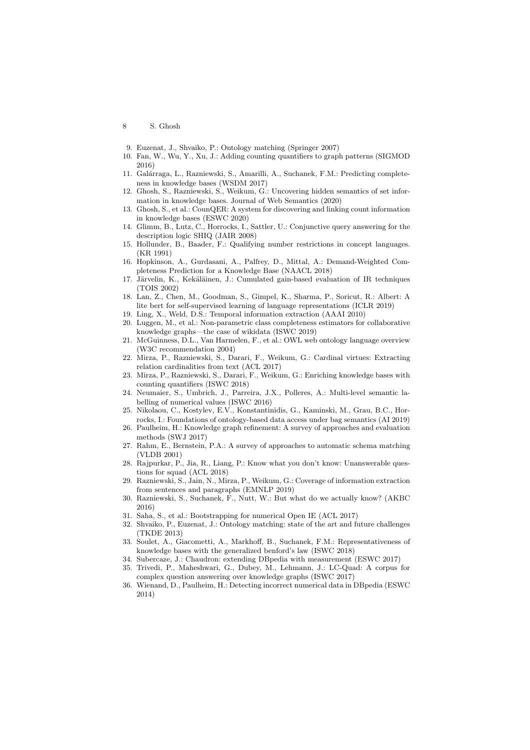9. Euzenat, J., Shvaiko, P.: Ontology matching (Springer 2007)
10. Fan, W., Wu, Y., Xu, J.: Adding counting quantifiers to graph patterns (SIGMOD 2016)
11. Galárraga, L., Razniewski, S., Amarilli, A., Suchanek, F.M.: Predicting completeness in knowledge bases (WSDM 2017)
12. Ghosh, S., Razniewski, S., Weikum, G.: Uncovering hidden semantics of set information in knowledge bases. Journal of Web Semantics (2020)
13. Ghosh, S., et al.: CounQER: A system for discovering and linking count information in knowledge bases (ESWC 2020)
14. Glimm, B., Lutz, C., Horrocks, I., Sattler, U.: Conjunctive query answering for the description logic SHIQ (JAIR 2008)
15. Hollunder, B., Baader, F.: Qualifying number restrictions in concept languages. (KR 1991)
16. Hopkinson, A., Gurdasani, A., Palfrey, D., Mittal, A.: Demand-Weighted Completeness Prediction for a Knowledge Base (NAACL 2018)
17. Järvelin, K., Kekäläinen, J.: Cumulated gain-based evaluation of IR techniques (TOIS 2002)
18. Lan, Z., Chen, M., Goodman, S., Gimpel, K., Sharma, P., Soricut, R.: Albert: A lite bert for self-supervised learning of language representations (ICLR 2019)
19. Ling, X., Weld, D.S.: Temporal information extraction (AAAI 2010)
20. Luggen, M., et al.: Non-parametric class completeness estimators for collaborative knowledge graphs—the case of wikidata (ISWC 2019)
21. McGuinness, D.L., Van Harmelen, F., et al.: OWL web ontology language overview (W3C recommendation 2004)
22. Mirza, P., Razniewski, S., Darari, F., Weikum, G.: Cardinal virtues: Extracting relation cardinalities from text (ACL 2017)
23. Mirza, P., Razniewski, S., Darari, F., Weikum, G.: Enriching knowledge bases with counting quantifiers (ISWC 2018)
24. Neumaier, S., Umbrich, J., Parreira, J.X., Polleres, A.: Multi-level semantic labelling of numerical values (ISWC 2016)
25. Nikolaou, C., Kostylev, E.V., Konstantinidis, G., Kaminski, M., Grau, B.C., Horrocks, I.: Foundations of ontology-based data access under bag semantics (AI 2019)
26. Paulheim, H.: Knowledge graph refinement: A survey of approaches and evaluation methods (SWJ 2017)
27. Rahm, E., Bernstein, P.A.: A survey of approaches to automatic schema matching (VLDB 2001)
28. Rajpurkar, P., Jia, R., Liang, P.: Know what you don't know: Unanswerable questions for squad (ACL 2018)
29. Razniewski, S., Jain, N., Mirza, P., Weikum, G.: Coverage of information extraction from sentences and paragraphs (EMNLP 2019)
30. Razniewski, S., Suchanek, F., Nutt, W.: But what do we actually know? (AKBC 2016)
31. Saha, S., et al.: Bootstrapping for numerical Open IE (ACL 2017)
32. Shvaiko, P., Euzenat, J.: Ontology matching: state of the art and future challenges (TKDE 2013)
33. Soulet, A., Giacometti, A., Markhoff, B., Suchanek, F.M.: Representativeness of knowledge bases with the generalized benford's law (ISWC 2018)
34. Subercaze, J.: Chaudron: extending DBpedia with measurement (ESWC 2017)
35. Trivedi, P., Maheshwari, G., Dubey, M., Lehmann, J.: LC-Quad: A corpus for complex question answering over knowledge graphs (ISWC 2017)
36. Wienand, D., Paulheim, H.: Detecting incorrect numerical data in DBpedia (ESWC 2014)